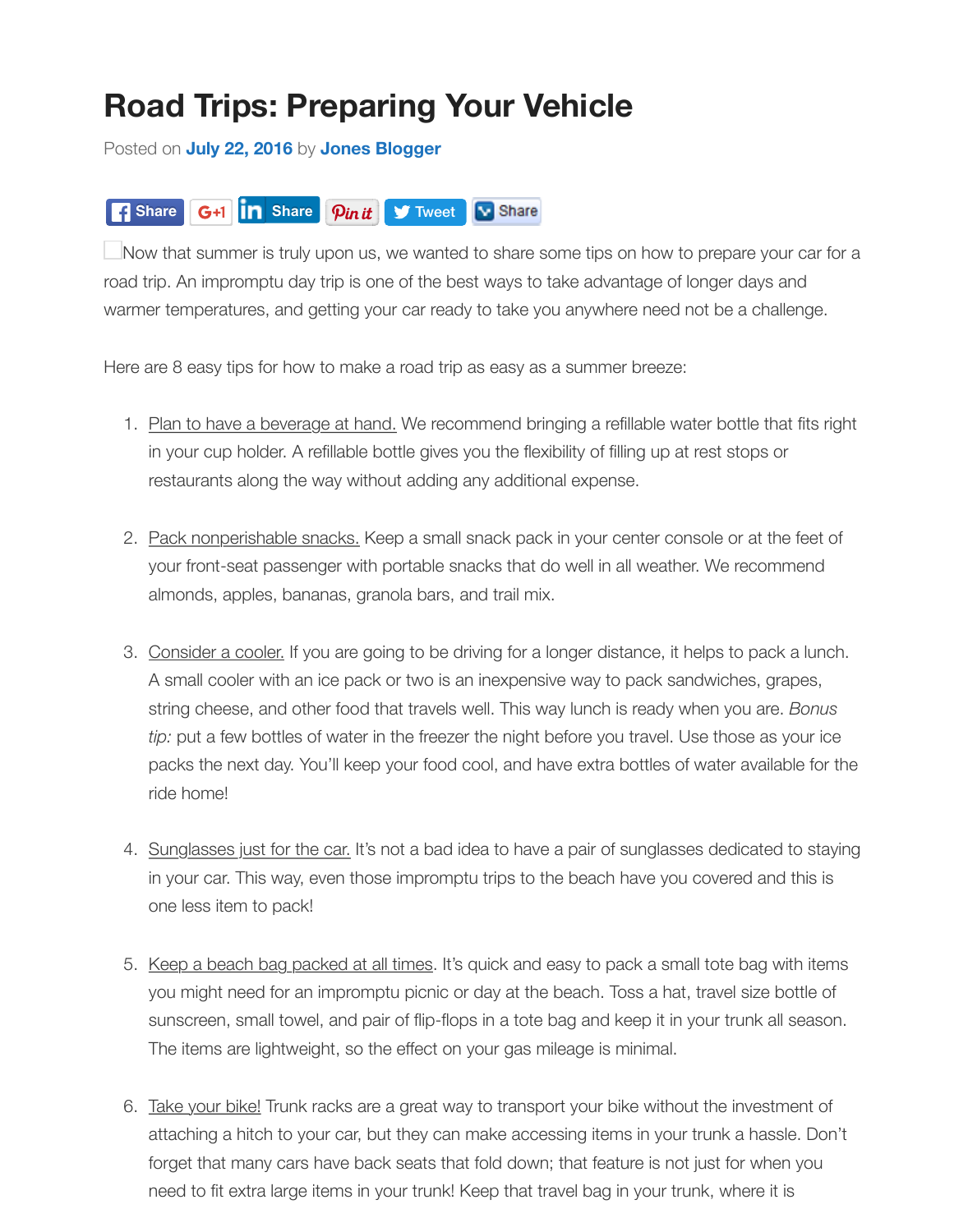# Road Trips: Preparing Your Vehicle

Posted on **July 22, 2016** by **Jones Blogger**

Share G+1 Share Pin it Tweet Share

Now that summer is truly upon us, we wanted to share some tips on how to prepare your car for a road trip. An impromptu day trip is one of the best ways to take advantage of longer days and warmer temperatures, and getting your car ready to take you anywhere need not be a challenge.

Here are 8 easy tips for how to make a road trip as easy as a summer breeze:

1. Plan to have a beverage at hand. We recommend bringing a refillable water bottle that fits right in your cup holder. A refillable bottle gives you the flexibility of filling up at rest stops or restaurants along the way without adding any additional expense.

2. Pack nonperishable snacks. Keep a small snack pack in your center console or at the feet of your front-seat passenger with portable snacks that do well in all weather. We recommend almonds, apples, bananas, granola bars, and trail mix.

3. Consider a cooler. If you are going to be driving for a longer distance, it helps to pack a lunch. A small cooler with an ice pack or two is an inexpensive way to pack sandwiches, grapes, string cheese, and other food that travels well. This way lunch is ready when you are. *Bonus tip:* put a few bottles of water in the freezer the night before you travel. Use those as your ice packs the next day. You'll keep your food cool, and have extra bottles of water available for the ride home!

4. Sunglasses just for the car. It's not a bad idea to have a pair of sunglasses dedicated to staying in your car. This way, even those impromptu trips to the beach have you covered and this is one less item to pack!

5. Keep a beach bag packed at all times. It's quick and easy to pack a small tote bag with items you might need for an impromptu picnic or day at the beach. Toss a hat, travel size bottle of sunscreen, small towel, and pair of flip-flops in a tote bag and keep it in your trunk all season. The items are lightweight, so the effect on your gas mileage is minimal.

6. Take your bike! Trunk racks are a great way to transport your bike without the investment of attaching a hitch to your car, but they can make accessing items in your trunk a hassle. Don't forget that many cars have back seats that fold down; that feature is not just for when you need to fit extra large items in your trunk! Keep that travel bag in your trunk, where it is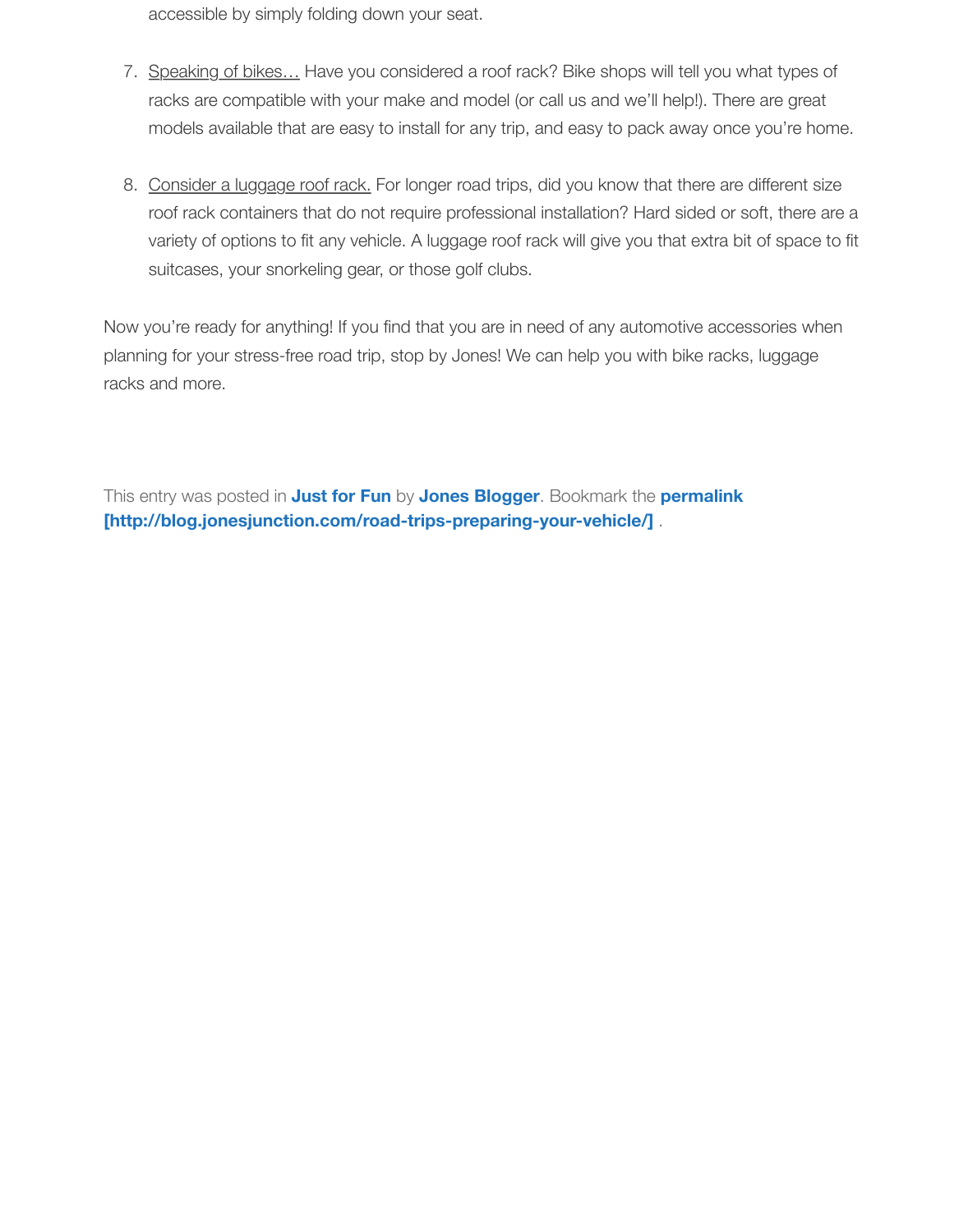accessible by simply folding down your seat.

7. Speaking of bikes… Have you considered a roof rack? Bike shops will tell you what types of racks are compatible with your make and model (or call us and we'll help!). There are great models available that are easy to install for any trip, and easy to pack away once you're home.

8. Consider a luggage roof rack. For longer road trips, did you know that there are different size roof rack containers that do not require professional installation? Hard sided or soft, there are a variety of options to fit any vehicle. A luggage roof rack will give you that extra bit of space to fit suitcases, your snorkeling gear, or those golf clubs.

Now you're ready for anything! If you find that you are in need of any automotive accessories when planning for your stress-free road trip, stop by Jones! We can help you with bike racks, luggage racks and more.

This entry was posted in **Just for Fun** by **Jones Blogger**. Bookmark the **permalink [http://blog.jonesjunction.com/road-trips-preparing-your-vehicle/]** .